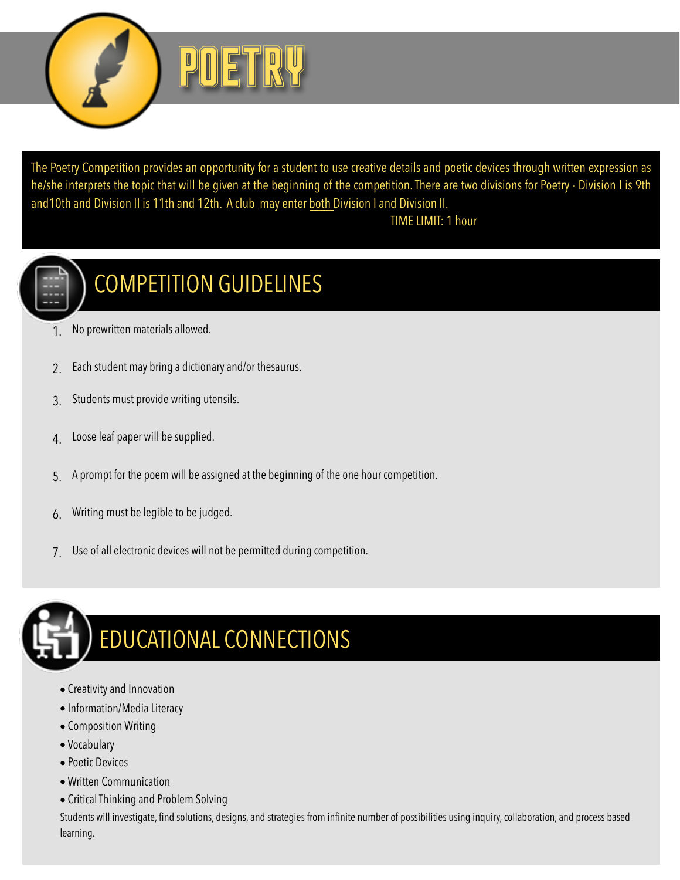# POETRY

The Poetry Competition provides an opportunity for a student to use creative details and poetic devices through written expression as he/she interprets the topic that will be given at the beginning of the competition. There are two divisions for Poetry - Division I is 9th and10th and Division II is 11th and 12th. A club may enter both Division I and Division II.

TIME LIMIT: 1 hour

## COMPETITION GUIDELINES

1. No prewritten materials allowed.
2. Each student may bring a dictionary and/or thesaurus.
3. Students must provide writing utensils.
4. Loose leaf paper will be supplied.
5. A prompt for the poem will be assigned at the beginning of the one hour competition.
6. Writing must be legible to be judged.
7. Use of all electronic devices will not be permitted during competition.

## EDUCATIONAL CONNECTIONS

- Creativity and Innovation
- Information/Media Literacy
- Composition Writing
- Vocabulary
- Poetic Devices
- Written Communication
- Critical Thinking and Problem Solving

Students will investigate, find solutions, designs, and strategies from infinite number of possibilities using inquiry, collaboration, and process based learning.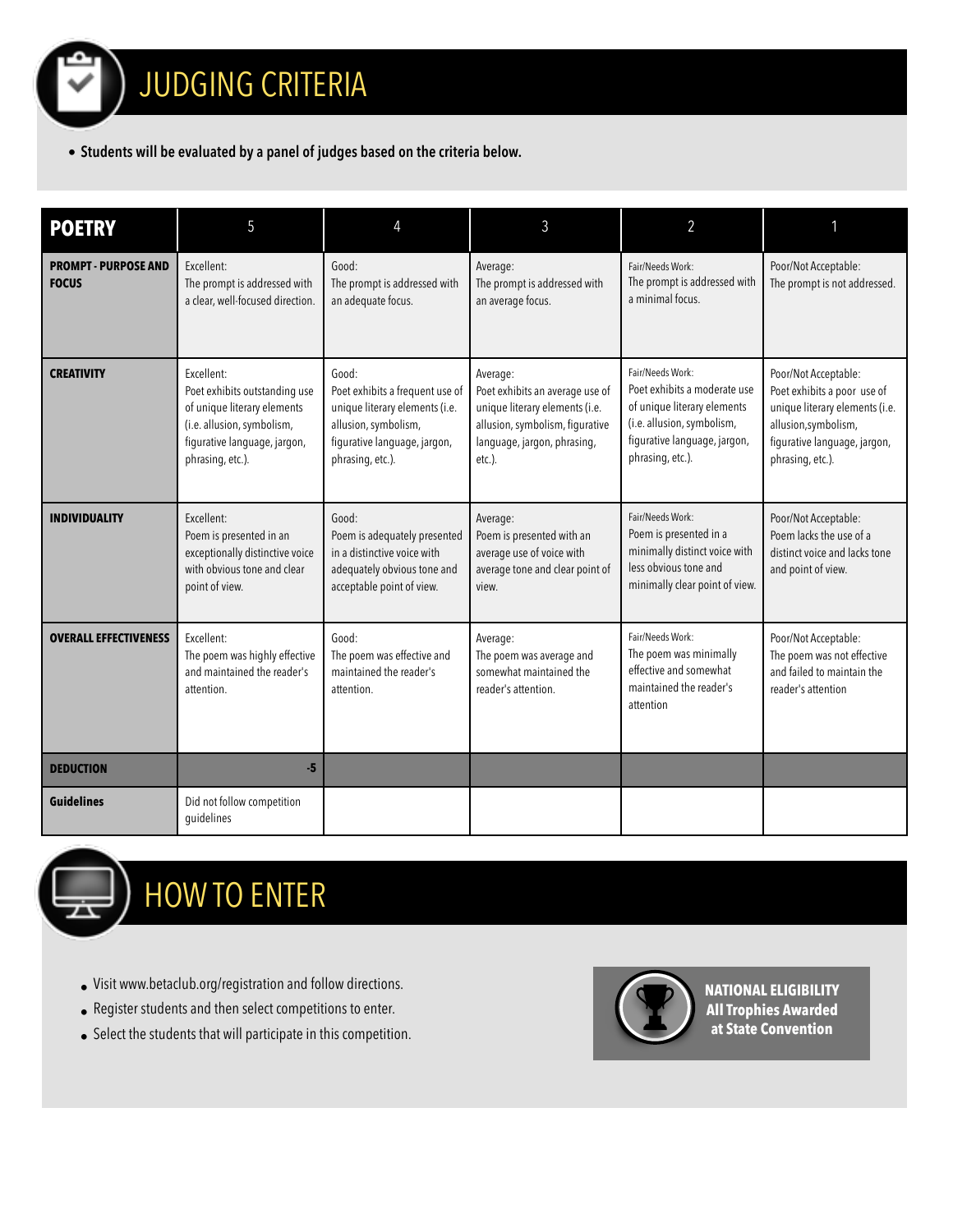# JUDGING CRITERIA

- **Students will be evaluated by a panel of judges based on the criteria below.**

| POETRY | 5 | 4 | 3 | 2 | 1 |
|---|---|---|---|---|---|
| **PROMPT - PURPOSE AND FOCUS** | Excellent: The prompt is addressed with a clear, well-focused direction. | Good: The prompt is addressed with an adequate focus. | Average: The prompt is addressed with an average focus. | Fair/Needs Work: The prompt is addressed with a minimal focus. | Poor/Not Acceptable: The prompt is not addressed. |
| **CREATIVITY** | Excellent: Poet exhibits outstanding use of unique literary elements (i.e. allusion, symbolism, figurative language, jargon, phrasing, etc.). | Good: Poet exhibits a frequent use of unique literary elements (i.e. allusion, symbolism, figurative language, jargon, phrasing, etc.). | Average: Poet exhibits an average use of unique literary elements (i.e. allusion, symbolism, figurative language, jargon, phrasing, etc.). | Fair/Needs Work: Poet exhibits a moderate use of unique literary elements (i.e. allusion, symbolism, figurative language, jargon, phrasing, etc.). | Poor/Not Acceptable: Poet exhibits a poor use of unique literary elements (i.e. allusion,symbolism, figurative language, jargon, phrasing, etc.). |
| **INDIVIDUALITY** | Excellent: Poem is presented in an exceptionally distinctive voice with obvious tone and clear point of view. | Good: Poem is adequately presented in a distinctive voice with adequately obvious tone and acceptable point of view. | Average: Poem is presented with an average use of voice with average tone and clear point of view. | Fair/Needs Work: Poem is presented in a minimally distinct voice with less obvious tone and minimally clear point of view. | Poor/Not Acceptable: Poem lacks the use of a distinct voice and lacks tone and point of view. |
| **OVERALL EFFECTIVENESS** | Excellent: The poem was highly effective and maintained the reader's attention. | Good: The poem was effective and maintained the reader's attention. | Average: The poem was average and somewhat maintained the reader's attention. | Fair/Needs Work: The poem was minimally effective and somewhat maintained the reader's attention | Poor/Not Acceptable: The poem was not effective and failed to maintain the reader's attention |
| **DEDUCTION** | -5 | | | | |
| **Guidelines** | Did not follow competition guidelines | | | | |

# HOW TO ENTER

- Visit www.betaclub.org/registration and follow directions.
- Register students and then select competitions to enter.
- Select the students that will participate in this competition.

**NATIONAL ELIGIBILITY**
**All Trophies Awarded at State Convention**